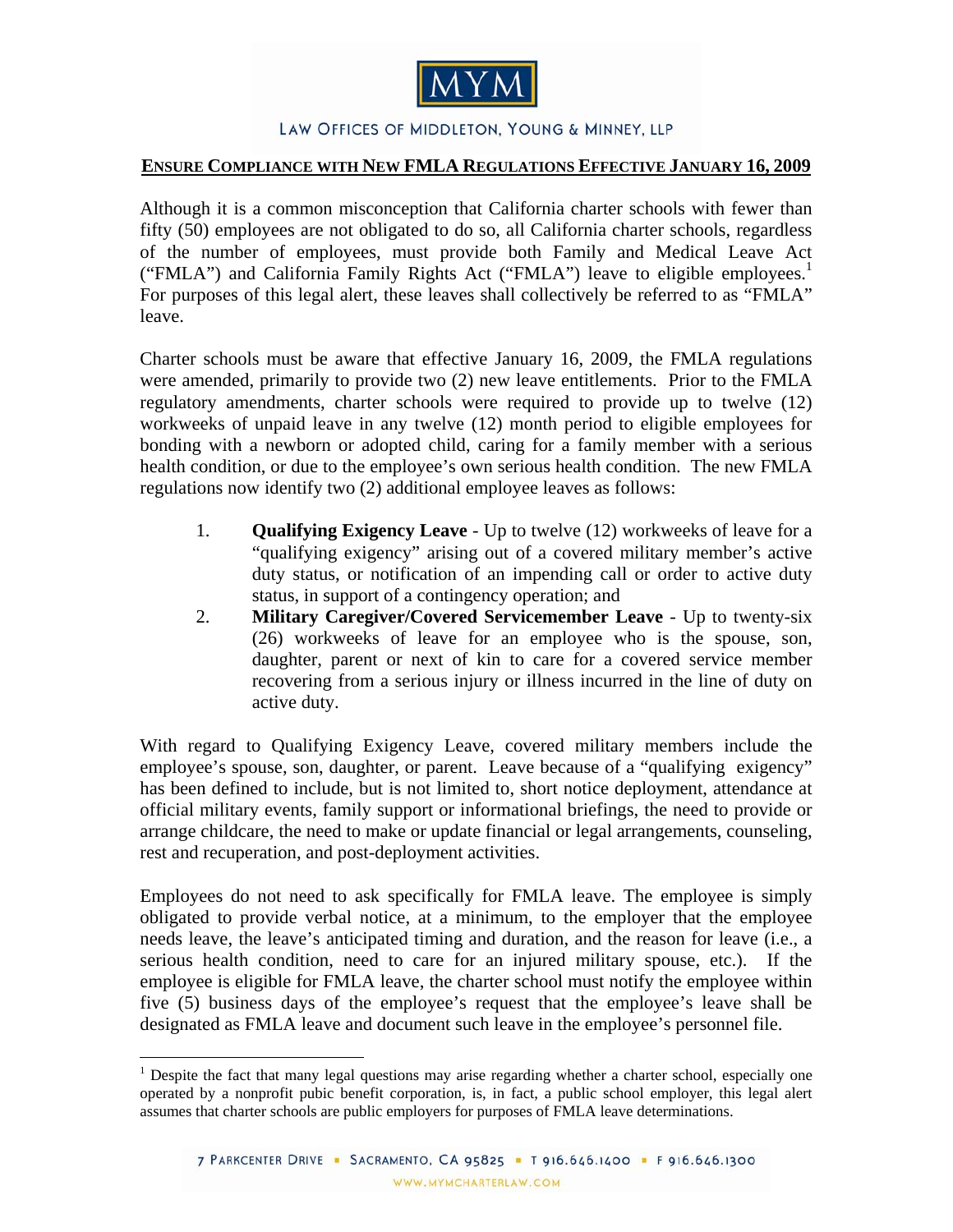# MYM

LAW OFFICES OF MIDDLETON, YOUNG & MINNEY, LLP

**ENSURE COMPLIANCE WITH NEW FMLA REGULATIONS EFFECTIVE JANUARY 16, 2009**

Although it is a common misconception that California charter schools with fewer than fifty (50) employees are not obligated to do so, all California charter schools, regardless of the number of employees, must provide both Family and Medical Leave Act ("FMLA") and California Family Rights Act ("FMLA") leave to eligible employees.[1] For purposes of this legal alert, these leaves shall collectively be referred to as "FMLA" leave.

Charter schools must be aware that effective January 16, 2009, the FMLA regulations were amended, primarily to provide two (2) new leave entitlements. Prior to the FMLA regulatory amendments, charter schools were required to provide up to twelve (12) workweeks of unpaid leave in any twelve (12) month period to eligible employees for bonding with a newborn or adopted child, caring for a family member with a serious health condition, or due to the employee's own serious health condition. The new FMLA regulations now identify two (2) additional employee leaves as follows:

1. **Qualifying Exigency Leave** - Up to twelve (12) workweeks of leave for a "qualifying exigency" arising out of a covered military member's active duty status, or notification of an impending call or order to active duty status, in support of a contingency operation; and
2. **Military Caregiver/Covered Servicemember Leave** - Up to twenty-six (26) workweeks of leave for an employee who is the spouse, son, daughter, parent or next of kin to care for a covered service member recovering from a serious injury or illness incurred in the line of duty on active duty.

With regard to Qualifying Exigency Leave, covered military members include the employee's spouse, son, daughter, or parent. Leave because of a "qualifying exigency" has been defined to include, but is not limited to, short notice deployment, attendance at official military events, family support or informational briefings, the need to provide or arrange childcare, the need to make or update financial or legal arrangements, counseling, rest and recuperation, and post-deployment activities.

Employees do not need to ask specifically for FMLA leave. The employee is simply obligated to provide verbal notice, at a minimum, to the employer that the employee needs leave, the leave's anticipated timing and duration, and the reason for leave (i.e., a serious health condition, need to care for an injured military spouse, etc.). If the employee is eligible for FMLA leave, the charter school must notify the employee within five (5) business days of the employee's request that the employee's leave shall be designated as FMLA leave and document such leave in the employee's personnel file.

---

[1] Despite the fact that many legal questions may arise regarding whether a charter school, especially one operated by a nonprofit pubic benefit corporation, is, in fact, a public school employer, this legal alert assumes that charter schools are public employers for purposes of FMLA leave determinations.

7 PARKCENTER DRIVE ▪ SACRAMENTO, CA 95825 ▪ T 916.646.1400 ▪ F 916.646.1300
WWW.MYMCHARTERLAW.COM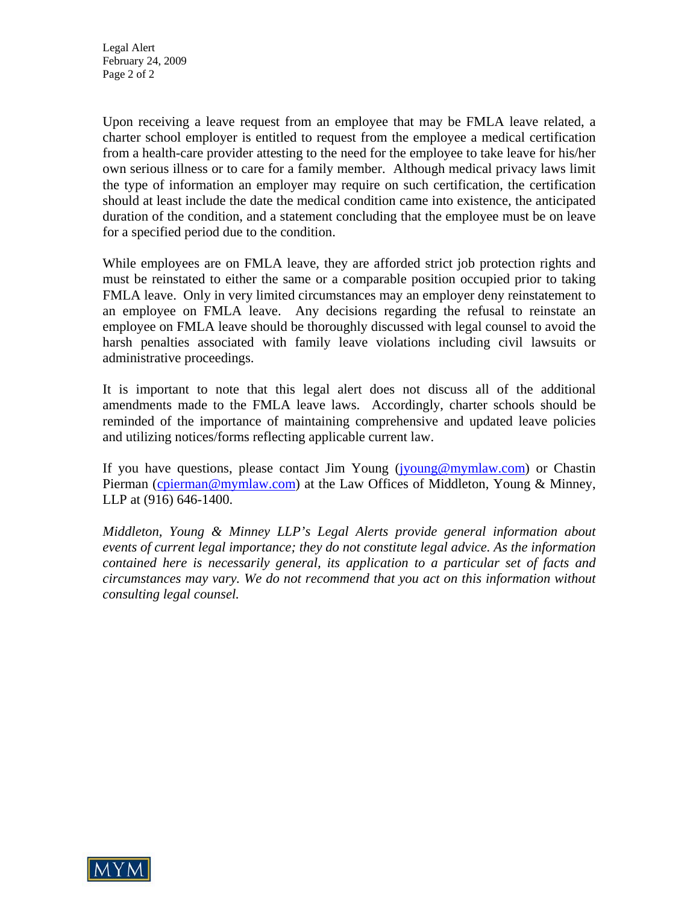Upon receiving a leave request from an employee that may be FMLA leave related, a charter school employer is entitled to request from the employee a medical certification from a health-care provider attesting to the need for the employee to take leave for his/her own serious illness or to care for a family member. Although medical privacy laws limit the type of information an employer may require on such certification, the certification should at least include the date the medical condition came into existence, the anticipated duration of the condition, and a statement concluding that the employee must be on leave for a specified period due to the condition.

While employees are on FMLA leave, they are afforded strict job protection rights and must be reinstated to either the same or a comparable position occupied prior to taking FMLA leave. Only in very limited circumstances may an employer deny reinstatement to an employee on FMLA leave. Any decisions regarding the refusal to reinstate an employee on FMLA leave should be thoroughly discussed with legal counsel to avoid the harsh penalties associated with family leave violations including civil lawsuits or administrative proceedings.

It is important to note that this legal alert does not discuss all of the additional amendments made to the FMLA leave laws. Accordingly, charter schools should be reminded of the importance of maintaining comprehensive and updated leave policies and utilizing notices/forms reflecting applicable current law.

If you have questions, please contact Jim Young (jyoung@mymlaw.com) or Chastin Pierman (cpierman@mymlaw.com) at the Law Offices of Middleton, Young & Minney, LLP at (916) 646-1400.

*Middleton, Young & Minney LLP's Legal Alerts provide general information about events of current legal importance; they do not constitute legal advice. As the information contained here is necessarily general, its application to a particular set of facts and circumstances may vary. We do not recommend that you act on this information without consulting legal counsel.*

MYM